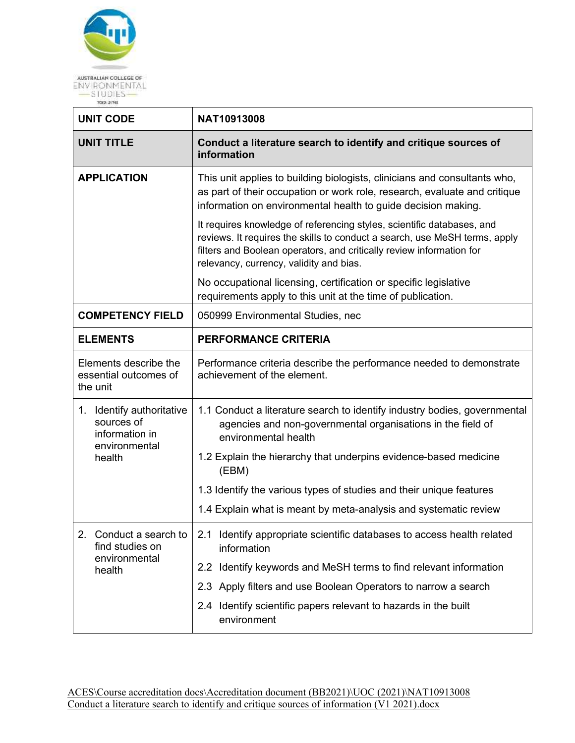AUSTRALIAN COLLEGE OF ENVIRONMENTAL STUDIES

TOID: 21745

| UNIT CODE | NAT10913008 |
| --- | --- |
| **UNIT TITLE** | **Conduct a literature search to identify and critique sources of information** |
| **APPLICATION** | This unit applies to building biologists, clinicians and consultants who, as part of their occupation or work role, research, evaluate and critique information on environmental health to guide decision making.<br><br>It requires knowledge of referencing styles, scientific databases, and reviews. It requires the skills to conduct a search, use MeSH terms, apply filters and Boolean operators, and critically review information for relevancy, currency, validity and bias.<br><br>No occupational licensing, certification or specific legislative requirements apply to this unit at the time of publication. |
| **COMPETENCY FIELD** | 050999 Environmental Studies, nec |
| **ELEMENTS** | **PERFORMANCE CRITERIA** |
| Elements describe the essential outcomes of the unit | Performance criteria describe the performance needed to demonstrate achievement of the element. |
| 1. Identify authoritative sources of information in environmental health | 1.1 Conduct a literature search to identify industry bodies, governmental agencies and non-governmental organisations in the field of environmental health<br><br>1.2 Explain the hierarchy that underpins evidence-based medicine (EBM)<br><br>1.3 Identify the various types of studies and their unique features<br><br>1.4 Explain what is meant by meta-analysis and systematic review |
| 2. Conduct a search to find studies on environmental health | 2.1 Identify appropriate scientific databases to access health related information<br><br>2.2 Identify keywords and MeSH terms to find relevant information<br><br>2.3 Apply filters and use Boolean Operators to narrow a search<br><br>2.4 Identify scientific papers relevant to hazards in the built environment |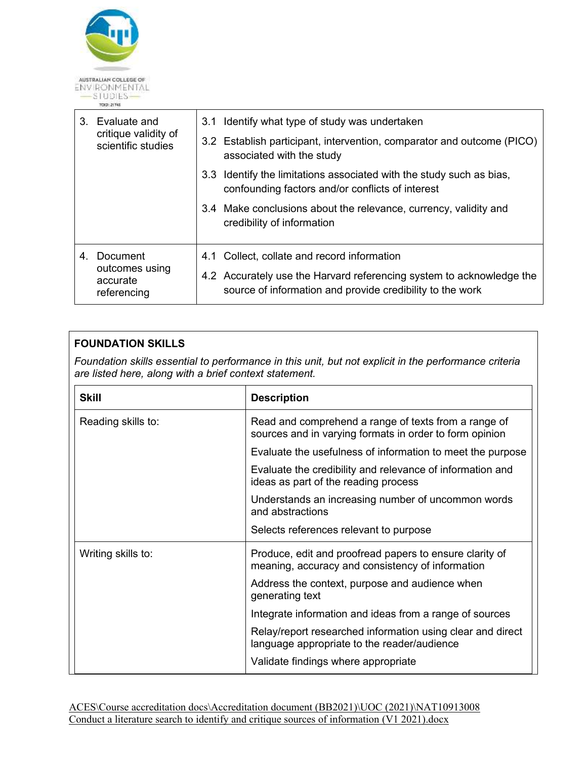| 3. Evaluate and critique validity of scientific studies | 3.1 Identify what type of study was undertaken<br>3.2 Establish participant, intervention, comparator and outcome (PICO) associated with the study<br>3.3 Identify the limitations associated with the study such as bias, confounding factors and/or conflicts of interest<br>3.4 Make conclusions about the relevance, currency, validity and credibility of information |
|---|---|
| 4. Document outcomes using accurate referencing | 4.1 Collect, collate and record information<br>4.2 Accurately use the Harvard referencing system to acknowledge the source of information and provide credibility to the work |

**FOUNDATION SKILLS**

*Foundation skills essential to performance in this unit, but not explicit in the performance criteria are listed here, along with a brief context statement.*

| Skill | Description |
|---|---|
| Reading skills to: | Read and comprehend a range of texts from a range of sources and in varying formats in order to form opinion<br>Evaluate the usefulness of information to meet the purpose<br>Evaluate the credibility and relevance of information and ideas as part of the reading process<br>Understands an increasing number of uncommon words and abstractions<br>Selects references relevant to purpose |
| Writing skills to: | Produce, edit and proofread papers to ensure clarity of meaning, accuracy and consistency of information<br>Address the context, purpose and audience when generating text<br>Integrate information and ideas from a range of sources<br>Relay/report researched information using clear and direct language appropriate to the reader/audience<br>Validate findings where appropriate |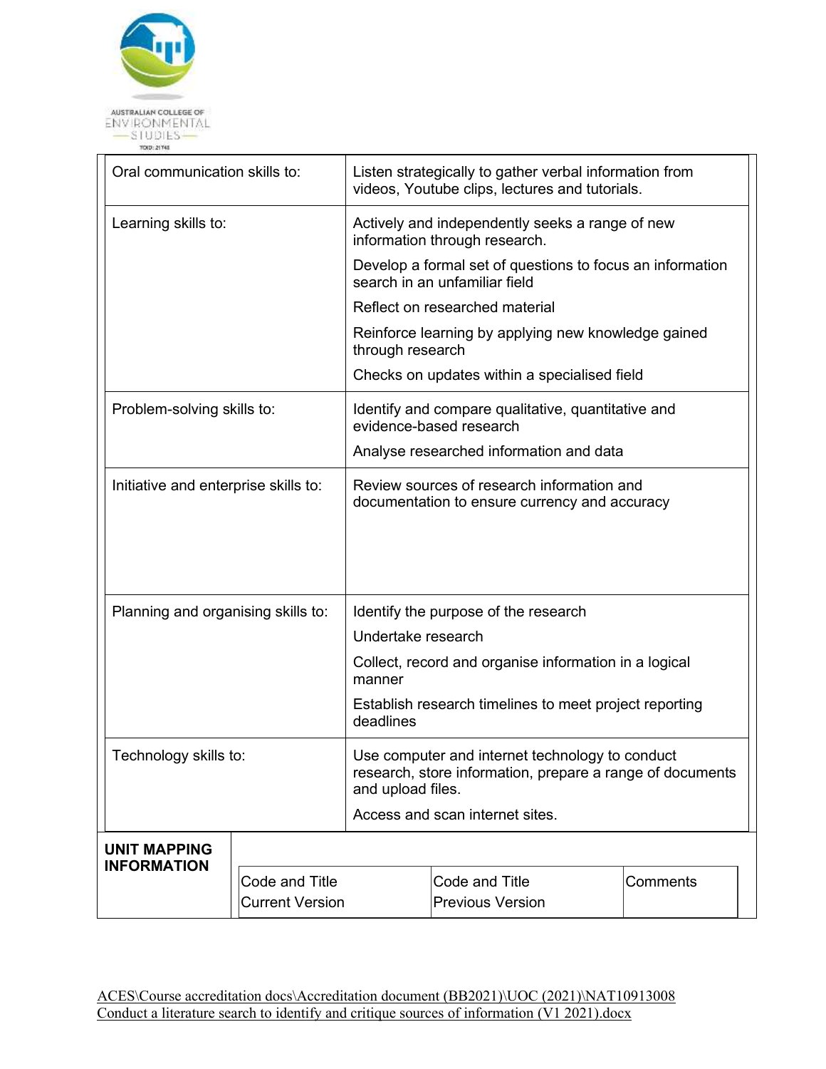| | |
|---|---|
| Oral communication skills to: | Listen strategically to gather verbal information from videos, Youtube clips, lectures and tutorials. |
| Learning skills to: | Actively and independently seeks a range of new information through research.<br><br>Develop a formal set of questions to focus an information search in an unfamiliar field<br><br>Reflect on researched material<br><br>Reinforce learning by applying new knowledge gained through research<br><br>Checks on updates within a specialised field |
| Problem-solving skills to: | Identify and compare qualitative, quantitative and evidence-based research<br><br>Analyse researched information and data |
| Initiative and enterprise skills to: | Review sources of research information and documentation to ensure currency and accuracy |
| Planning and organising skills to: | Identify the purpose of the research<br><br>Undertake research<br><br>Collect, record and organise information in a logical manner<br><br>Establish research timelines to meet project reporting deadlines |
| Technology skills to: | Use computer and internet technology to conduct research, store information, prepare a range of documents and upload files.<br><br>Access and scan internet sites. |

| **UNIT MAPPING INFORMATION** | Code and Title Current Version | Code and Title Previous Version | Comments |
|---|---|---|---|
| | | | |

ACES\Course accreditation docs\Accreditation document (BB2021)\UOC (2021)\NAT10913008 Conduct a literature search to identify and critique sources of information (V1 2021).docx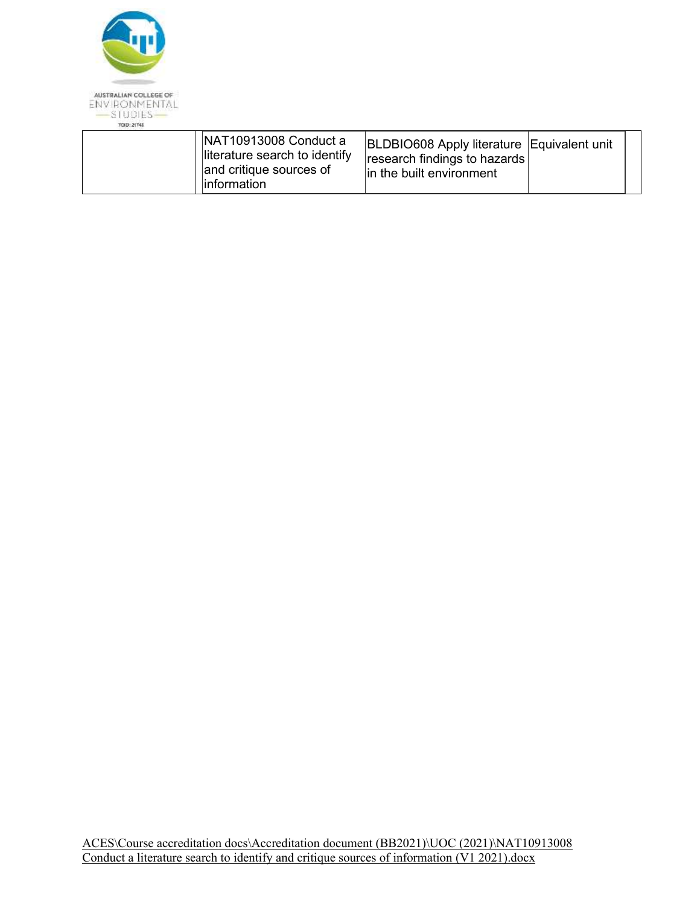| | | | | |
|---|---|---|---|---|
| | NAT10913008 Conduct a literature search to identify and critique sources of information | BLDBIO608 Apply literature research findings to hazards in the built environment | Equivalent unit | |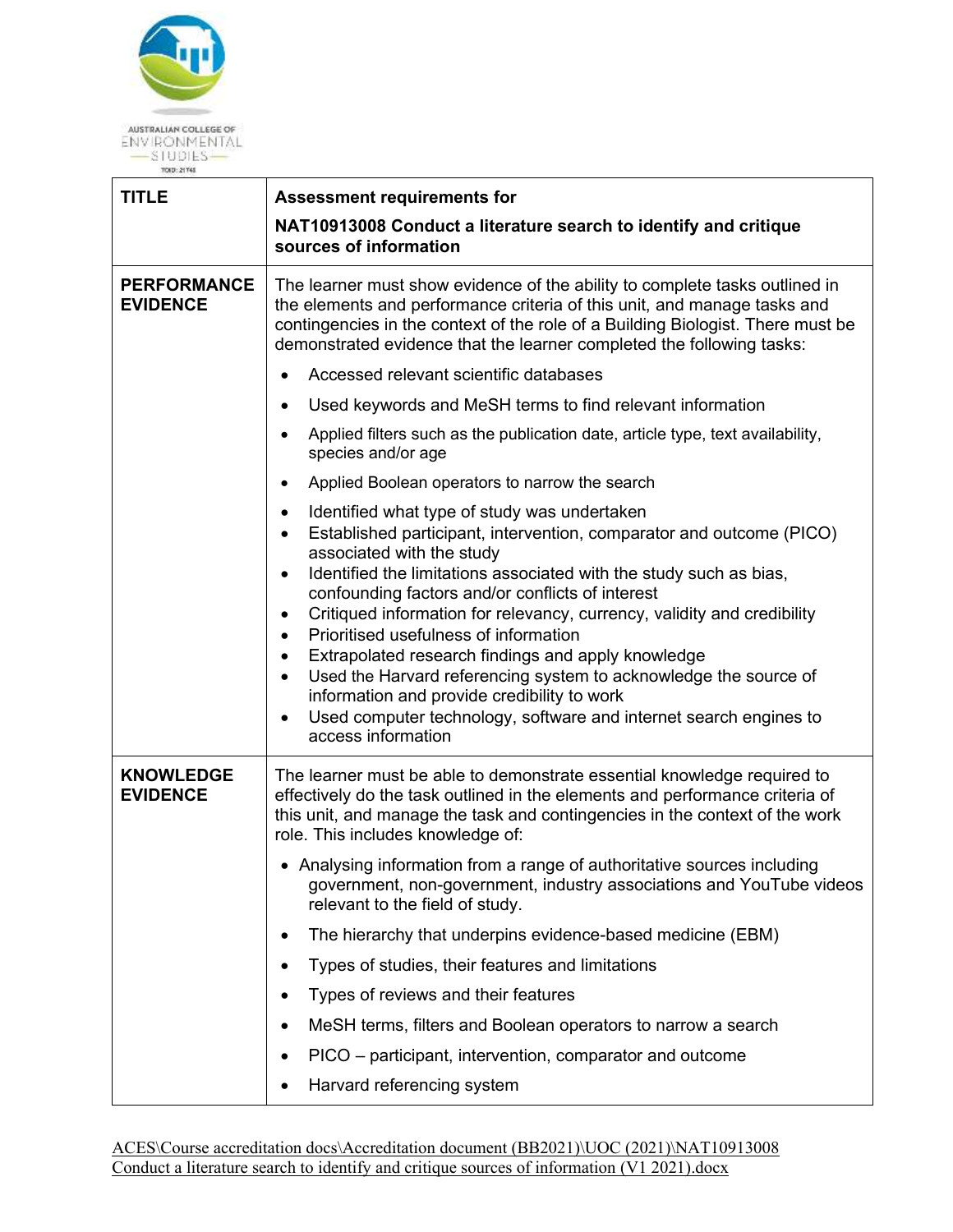AUSTRALIAN COLLEGE OF ENVIRONMENTAL STUDIES

TOID: 21745

| TITLE | **Assessment requirements for**<br><br>**NAT10913008 Conduct a literature search to identify and critique sources of information** |
|---|---|
| **PERFORMANCE EVIDENCE** | The learner must show evidence of the ability to complete tasks outlined in the elements and performance criteria of this unit, and manage tasks and contingencies in the context of the role of a Building Biologist. There must be demonstrated evidence that the learner completed the following tasks:<br><br>• Accessed relevant scientific databases<br>• Used keywords and MeSH terms to find relevant information<br>• Applied filters such as the publication date, article type, text availability, species and/or age<br>• Applied Boolean operators to narrow the search<br>• Identified what type of study was undertaken<br>• Established participant, intervention, comparator and outcome (PICO) associated with the study<br>• Identified the limitations associated with the study such as bias, confounding factors and/or conflicts of interest<br>• Critiqued information for relevancy, currency, validity and credibility<br>• Prioritised usefulness of information<br>• Extrapolated research findings and apply knowledge<br>• Used the Harvard referencing system to acknowledge the source of information and provide credibility to work<br>• Used computer technology, software and internet search engines to access information |
| **KNOWLEDGE EVIDENCE** | The learner must be able to demonstrate essential knowledge required to effectively do the task outlined in the elements and performance criteria of this unit, and manage the task and contingencies in the context of the work role. This includes knowledge of:<br><br>• Analysing information from a range of authoritative sources including government, non-government, industry associations and YouTube videos relevant to the field of study.<br>• The hierarchy that underpins evidence-based medicine (EBM)<br>• Types of studies, their features and limitations<br>• Types of reviews and their features<br>• MeSH terms, filters and Boolean operators to narrow a search<br>• PICO – participant, intervention, comparator and outcome<br>• Harvard referencing system |

ACES\Course accreditation docs\Accreditation document (BB2021)\UOC (2021)\NAT10913008 Conduct a literature search to identify and critique sources of information (V1 2021).docx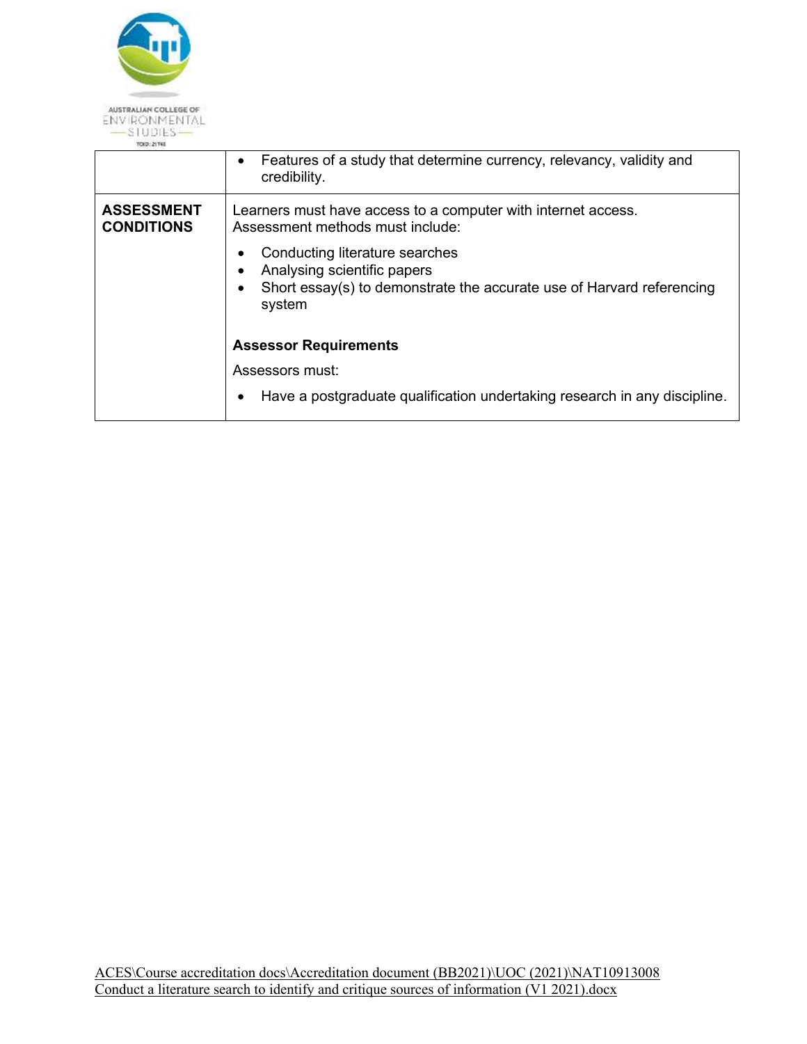| | |
|---|---|
| | • Features of a study that determine currency, relevancy, validity and credibility. |
| **ASSESSMENT CONDITIONS** | Learners must have access to a computer with internet access.<br>Assessment methods must include:<br>• Conducting literature searches<br>• Analysing scientific papers<br>• Short essay(s) to demonstrate the accurate use of Harvard referencing system<br><br>**Assessor Requirements**<br>Assessors must:<br>• Have a postgraduate qualification undertaking research in any discipline. |